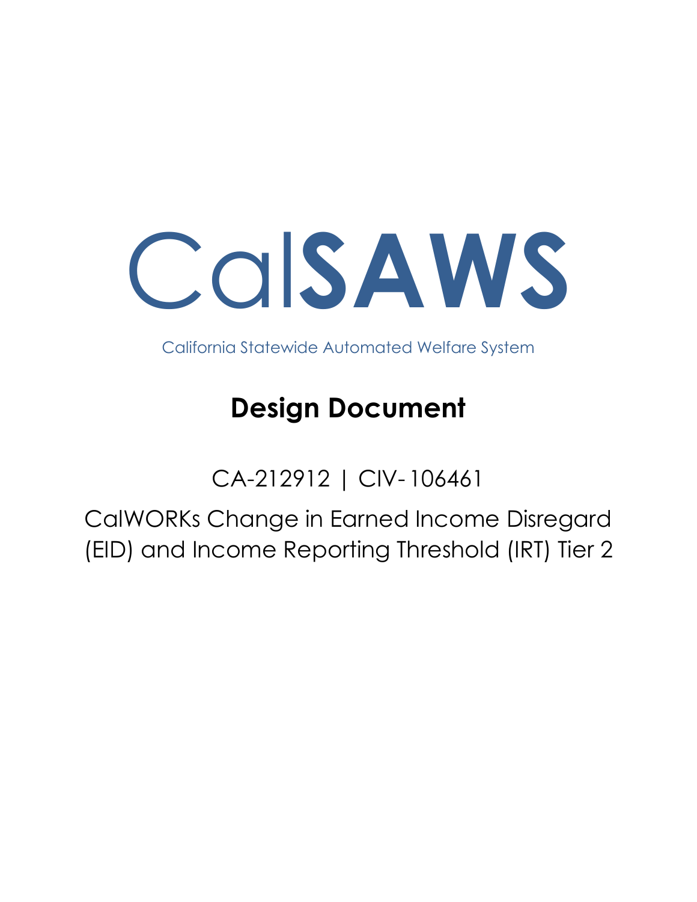# CalSAWS

California Statewide Automated Welfare System

## Design Document

CA-212912 | CIV-106461

CalWORKs Change in Earned Income Disregard (EID) and Income Reporting Threshold (IRT) Tier 2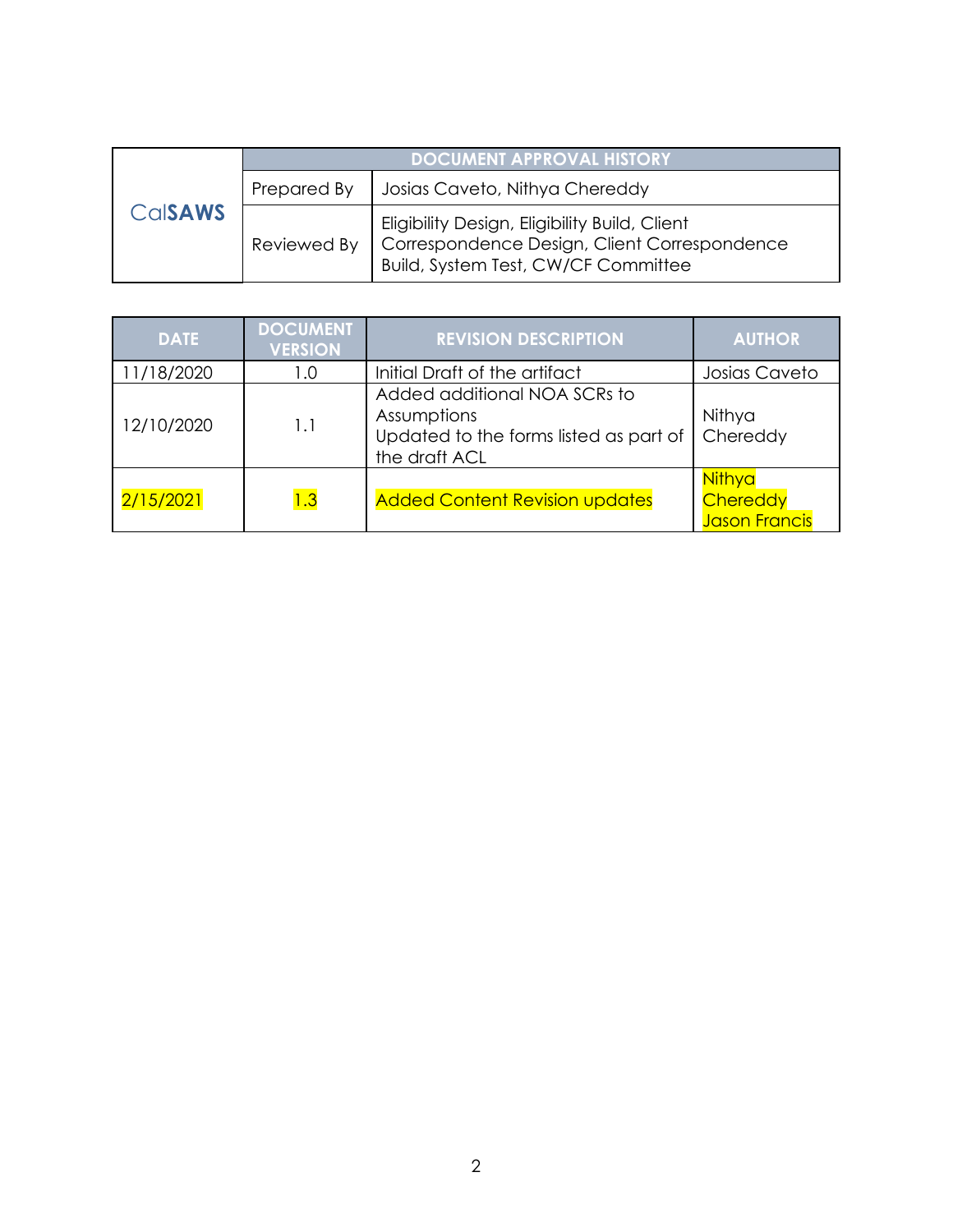| CalSAWS | DOCUMENT APPROVAL HISTORY | |
|---|---|---|
| | Prepared By | Josias Caveto, Nithya Chereddy |
| | Reviewed By | Eligibility Design, Eligibility Build, Client Correspondence Design, Client Correspondence Build, System Test, CW/CF Committee |

| DATE | DOCUMENT VERSION | REVISION DESCRIPTION | AUTHOR |
|---|---|---|---|
| 11/18/2020 | 1.0 | Initial Draft of the artifact | Josias Caveto |
| 12/10/2020 | 1.1 | Added additional NOA SCRs to Assumptions<br>Updated to the forms listed as part of the draft ACL | Nithya Chereddy |
| 2/15/2021 | 1.3 | Added Content Revision updates | Nithya Chereddy<br>Jason Francis |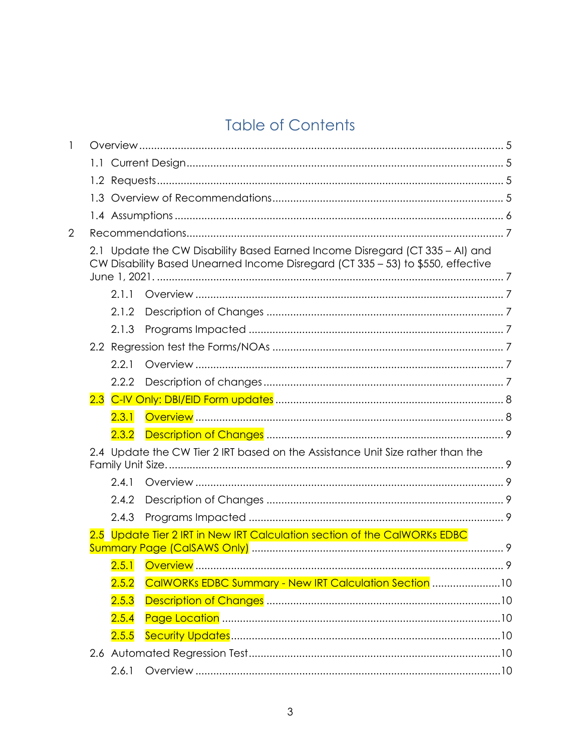# Table of Contents

1 Overview ........................................................................................................ 5

1.1 Current Design ........................................................................................ 5

1.2 Requests .................................................................................................. 5

1.3 Overview of Recommendations ............................................................ 5

1.4 Assumptions ............................................................................................ 6

2 Recommendations ........................................................................................ 7

2.1 Update the CW Disability Based Earned Income Disregard (CT 335 – AI) and CW Disability Based Unearned Income Disregard (CT 335 – 53) to $550, effective June 1, 2021. ..................................................................................................... 7

2.1.1 Overview ........................................................................................ 7

2.1.2 Description of Changes ................................................................ 7

2.1.3 Programs Impacted ...................................................................... 7

2.2 Regression test the Forms/NOAs ............................................................ 7

2.2.1 Overview ........................................................................................ 7

2.2.2 Description of changes ................................................................. 7

2.3 C-IV Only: DBI/EID Form updates ........................................................... 8

2.3.1 Overview ........................................................................................ 8

2.3.2 Description of Changes ................................................................ 9

2.4 Update the CW Tier 2 IRT based on the Assistance Unit Size rather than the Family Unit Size. ................................................................................................. 9

2.4.1 Overview ........................................................................................ 9

2.4.2 Description of Changes ................................................................ 9

2.4.3 Programs Impacted ...................................................................... 9

2.5 Update Tier 2 IRT in New IRT Calculation section of the CalWORKs EDBC Summary Page (CalSAWS Only) ................................................................... 9

2.5.1 Overview ........................................................................................ 9

2.5.2 CalWORKs EDBC Summary - New IRT Calculation Section ....................... 10

2.5.3 Description of Changes .............................................................. 10

2.5.4 Page Location ............................................................................. 10

2.5.5 Security Updates .......................................................................... 10

2.6 Automated Regression Test .................................................................. 10

2.6.1 Overview ...................................................................................... 10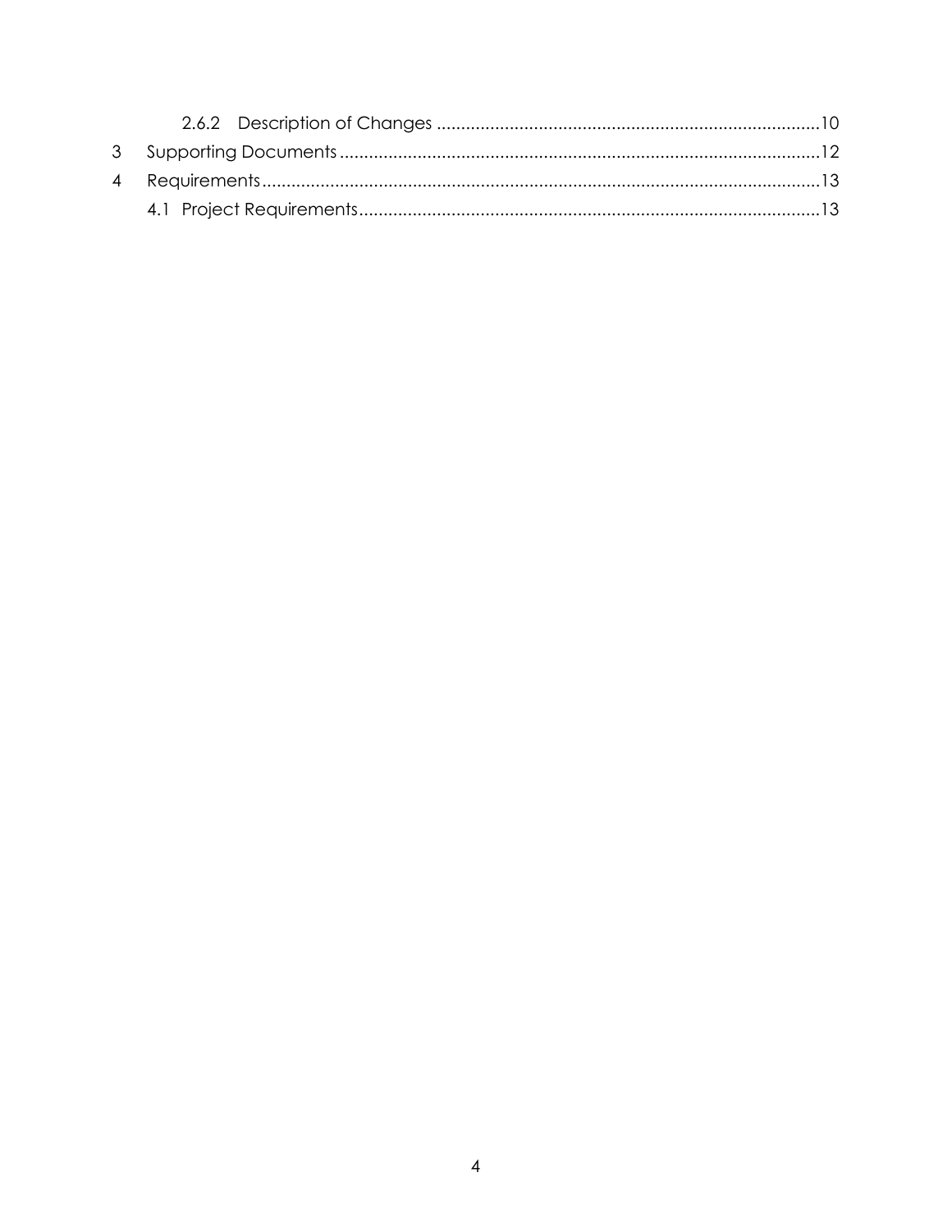2.6.2 Description of Changes ..............................................................................10

3 Supporting Documents ....................................................................................................12

4 Requirements...................................................................................................................13

4.1 Project Requirements...............................................................................................13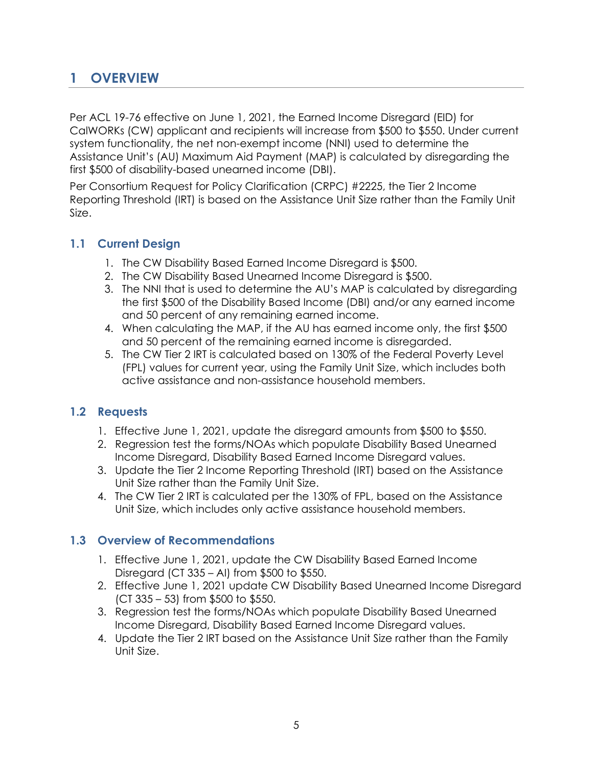# 1 OVERVIEW

Per ACL 19-76 effective on June 1, 2021, the Earned Income Disregard (EID) for CalWORKs (CW) applicant and recipients will increase from $500 to $550. Under current system functionality, the net non-exempt income (NNI) used to determine the Assistance Unit's (AU) Maximum Aid Payment (MAP) is calculated by disregarding the first $500 of disability-based unearned income (DBI).

Per Consortium Request for Policy Clarification (CRPC) #2225, the Tier 2 Income Reporting Threshold (IRT) is based on the Assistance Unit Size rather than the Family Unit Size.

## 1.1 Current Design

1. The CW Disability Based Earned Income Disregard is $500.
2. The CW Disability Based Unearned Income Disregard is $500.
3. The NNI that is used to determine the AU's MAP is calculated by disregarding the first $500 of the Disability Based Income (DBI) and/or any earned income and 50 percent of any remaining earned income.
4. When calculating the MAP, if the AU has earned income only, the first $500 and 50 percent of the remaining earned income is disregarded.
5. The CW Tier 2 IRT is calculated based on 130% of the Federal Poverty Level (FPL) values for current year, using the Family Unit Size, which includes both active assistance and non-assistance household members.

## 1.2 Requests

1. Effective June 1, 2021, update the disregard amounts from $500 to $550.
2. Regression test the forms/NOAs which populate Disability Based Unearned Income Disregard, Disability Based Earned Income Disregard values.
3. Update the Tier 2 Income Reporting Threshold (IRT) based on the Assistance Unit Size rather than the Family Unit Size.
4. The CW Tier 2 IRT is calculated per the 130% of FPL, based on the Assistance Unit Size, which includes only active assistance household members.

## 1.3 Overview of Recommendations

1. Effective June 1, 2021, update the CW Disability Based Earned Income Disregard (CT 335 – AI) from $500 to $550.
2. Effective June 1, 2021 update CW Disability Based Unearned Income Disregard (CT 335 – 53) from $500 to $550.
3. Regression test the forms/NOAs which populate Disability Based Unearned Income Disregard, Disability Based Earned Income Disregard values.
4. Update the Tier 2 IRT based on the Assistance Unit Size rather than the Family Unit Size.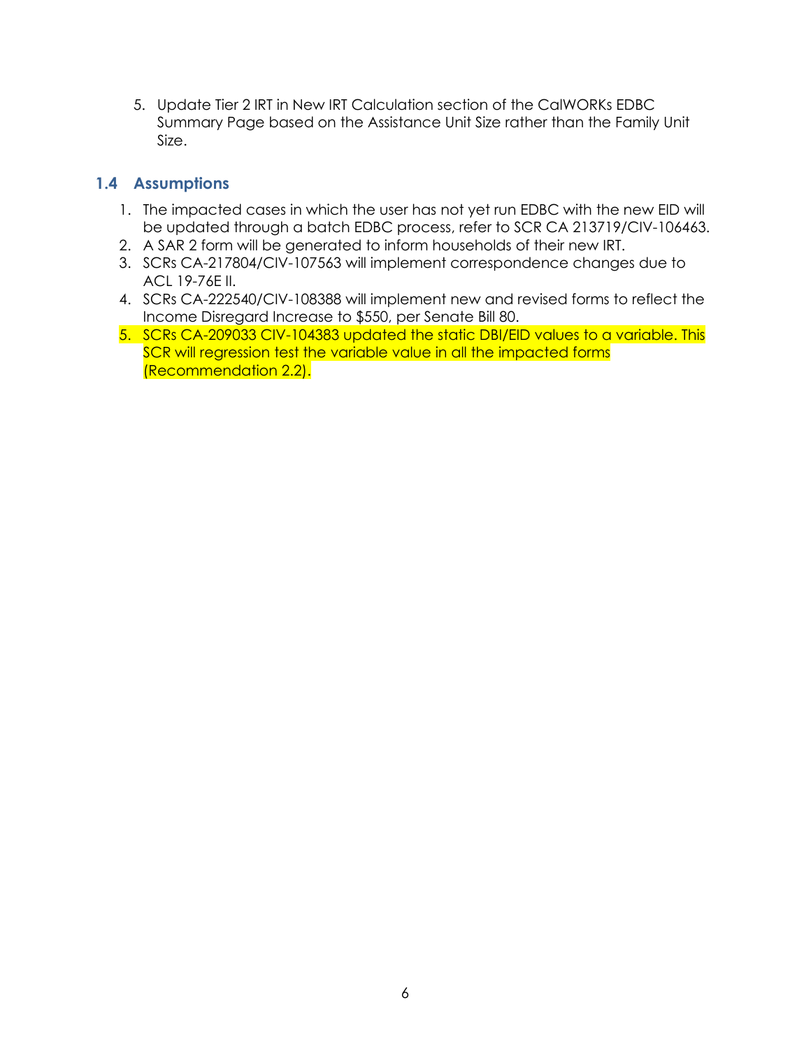5. Update Tier 2 IRT in New IRT Calculation section of the CalWORKs EDBC Summary Page based on the Assistance Unit Size rather than the Family Unit Size.

### 1.4 Assumptions

1. The impacted cases in which the user has not yet run EDBC with the new EID will be updated through a batch EDBC process, refer to SCR CA 213719/CIV-106463.
2. A SAR 2 form will be generated to inform households of their new IRT.
3. SCRs CA-217804/CIV-107563 will implement correspondence changes due to ACL 19-76E II.
4. SCRs CA-222540/CIV-108388 will implement new and revised forms to reflect the Income Disregard Increase to $550, per Senate Bill 80.
5. SCRs CA-209033 CIV-104383 updated the static DBI/EID values to a variable. This SCR will regression test the variable value in all the impacted forms (Recommendation 2.2).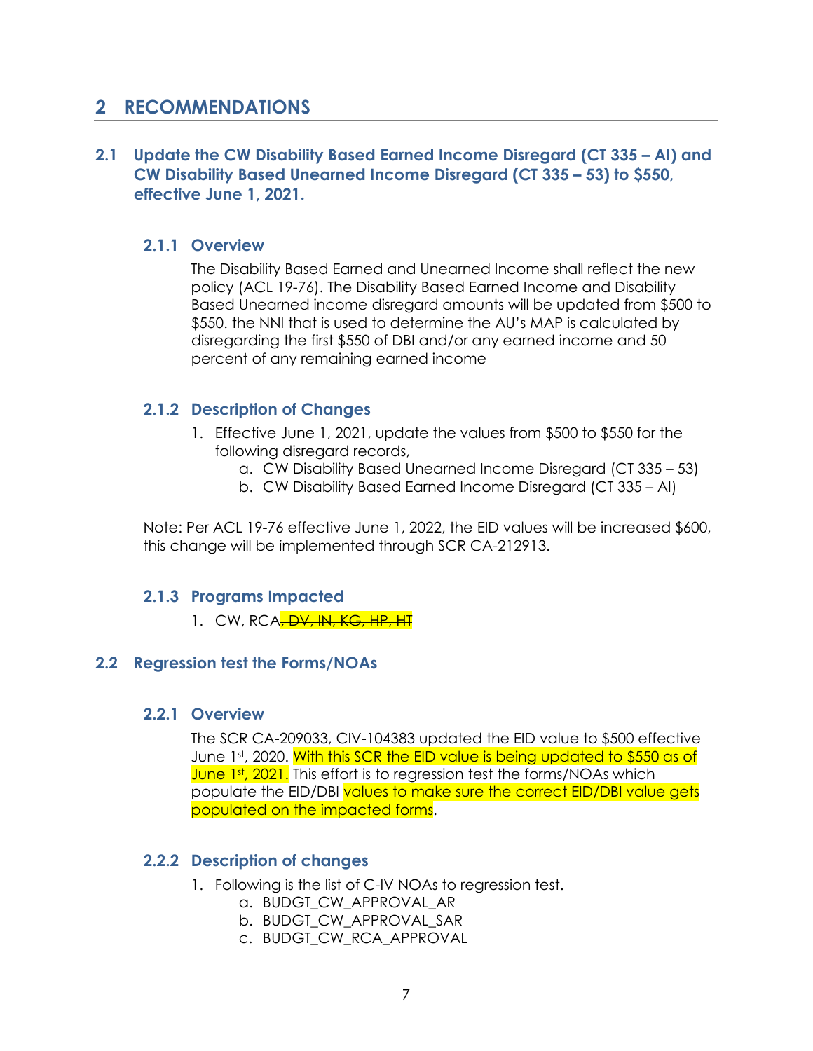# 2 RECOMMENDATIONS

## 2.1 Update the CW Disability Based Earned Income Disregard (CT 335 – AI) and CW Disability Based Unearned Income Disregard (CT 335 – 53) to $550, effective June 1, 2021.

### 2.1.1 Overview

The Disability Based Earned and Unearned Income shall reflect the new policy (ACL 19-76). The Disability Based Earned Income and Disability Based Unearned income disregard amounts will be updated from $500 to $550. the NNI that is used to determine the AU's MAP is calculated by disregarding the first $550 of DBI and/or any earned income and 50 percent of any remaining earned income

### 2.1.2 Description of Changes

1. Effective June 1, 2021, update the values from $500 to $550 for the following disregard records,
   a. CW Disability Based Unearned Income Disregard (CT 335 – 53)
   b. CW Disability Based Earned Income Disregard (CT 335 – AI)

Note: Per ACL 19-76 effective June 1, 2022, the EID values will be increased $600, this change will be implemented through SCR CA-212913.

### 2.1.3 Programs Impacted

1. CW, RCA~~, DV, IN, KG, HP, HT~~

## 2.2 Regression test the Forms/NOAs

### 2.2.1 Overview

The SCR CA-209033, CIV-104383 updated the EID value to $500 effective June 1st, 2020. With this SCR the EID value is being updated to $550 as of June 1st, 2021. This effort is to regression test the forms/NOAs which populate the EID/DBI values to make sure the correct EID/DBI value gets populated on the impacted forms.

### 2.2.2 Description of changes

1. Following is the list of C-IV NOAs to regression test.
   a. BUDGT_CW_APPROVAL_AR
   b. BUDGT_CW_APPROVAL_SAR
   c. BUDGT_CW_RCA_APPROVAL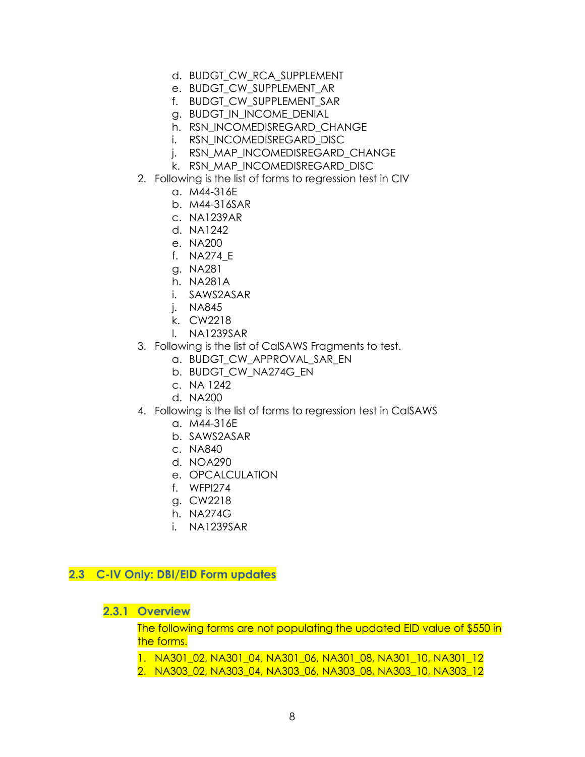d. BUDGT_CW_RCA_SUPPLEMENT
   e. BUDGT_CW_SUPPLEMENT_AR
   f. BUDGT_CW_SUPPLEMENT_SAR
   g. BUDGT_IN_INCOME_DENIAL
   h. RSN_INCOMEDISREGARD_CHANGE
   i. RSN_INCOMEDISREGARD_DISC
   j. RSN_MAP_INCOMEDISREGARD_CHANGE
   k. RSN_MAP_INCOMEDISREGARD_DISC

2. Following is the list of forms to regression test in CIV
   a. M44-316E
   b. M44-316SAR
   c. NA1239AR
   d. NA1242
   e. NA200
   f. NA274_E
   g. NA281
   h. NA281A
   i. SAWS2ASAR
   j. NA845
   k. CW2218
   l. NA1239SAR

3. Following is the list of CalSAWS Fragments to test.
   a. BUDGT_CW_APPROVAL_SAR_EN
   b. BUDGT_CW_NA274G_EN
   c. NA 1242
   d. NA200

4. Following is the list of forms to regression test in CalSAWS
   a. M44-316E
   b. SAWS2ASAR
   c. NA840
   d. NOA290
   e. OPCALCULATION
   f. WFPI274
   g. CW2218
   h. NA274G
   i. NA1239SAR

## 2.3 C-IV Only: DBI/EID Form updates

### 2.3.1 Overview

The following forms are not populating the updated EID value of $550 in the forms.

1. NA301_02, NA301_04, NA301_06, NA301_08, NA301_10, NA301_12
2. NA303_02, NA303_04, NA303_06, NA303_08, NA303_10, NA303_12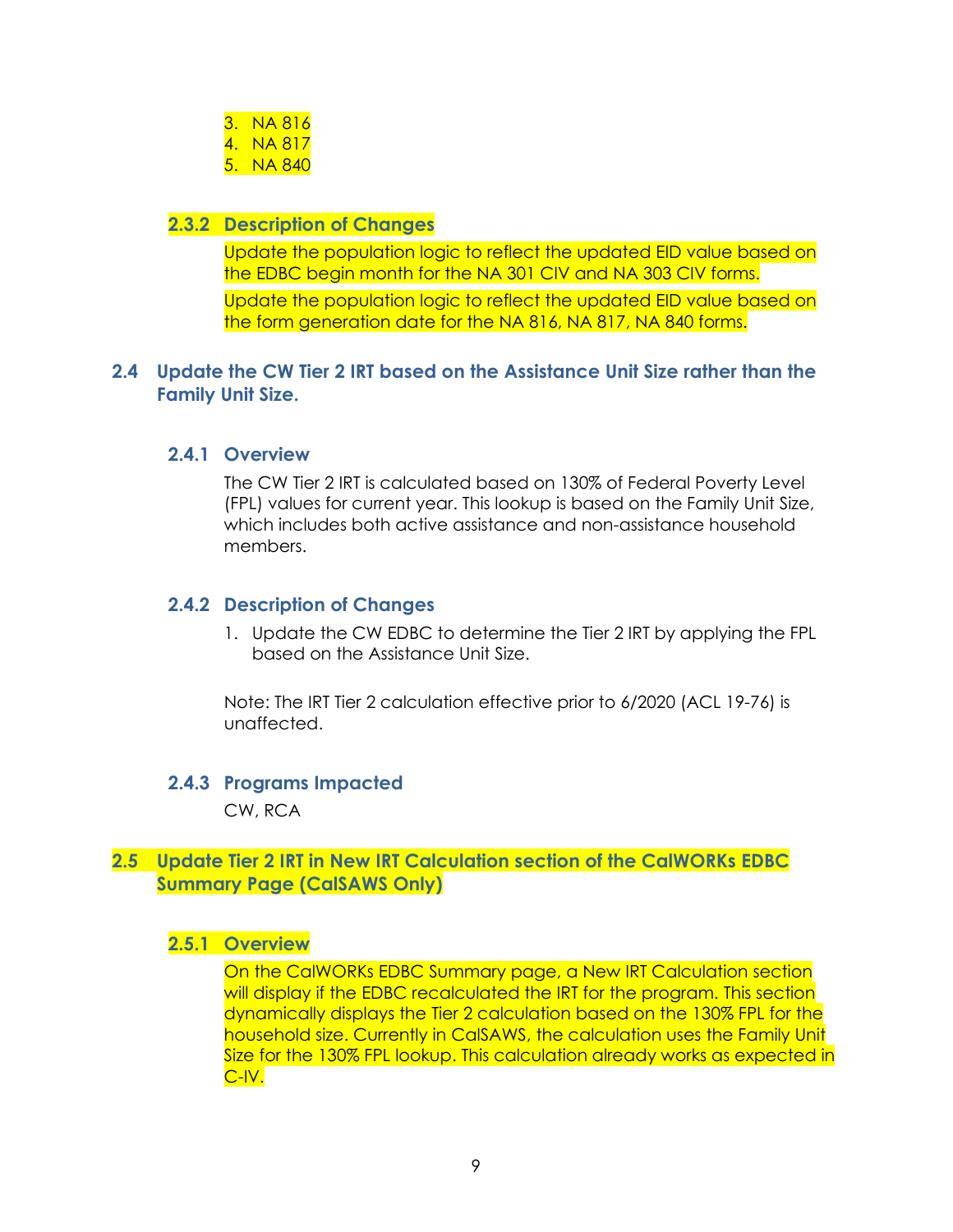3. NA 816
4. NA 817
5. NA 840

### 2.3.2 Description of Changes

Update the population logic to reflect the updated EID value based on the EDBC begin month for the NA 301 CIV and NA 303 CIV forms.

Update the population logic to reflect the updated EID value based on the form generation date for the NA 816, NA 817, NA 840 forms.

## 2.4 Update the CW Tier 2 IRT based on the Assistance Unit Size rather than the Family Unit Size.

### 2.4.1 Overview

The CW Tier 2 IRT is calculated based on 130% of Federal Poverty Level (FPL) values for current year. This lookup is based on the Family Unit Size, which includes both active assistance and non-assistance household members.

### 2.4.2 Description of Changes

1. Update the CW EDBC to determine the Tier 2 IRT by applying the FPL based on the Assistance Unit Size.

Note: The IRT Tier 2 calculation effective prior to 6/2020 (ACL 19-76) is unaffected.

### 2.4.3 Programs Impacted

CW, RCA

## 2.5 Update Tier 2 IRT in New IRT Calculation section of the CalWORKs EDBC Summary Page (CalSAWS Only)

### 2.5.1 Overview

On the CalWORKs EDBC Summary page, a New IRT Calculation section will display if the EDBC recalculated the IRT for the program. This section dynamically displays the Tier 2 calculation based on the 130% FPL for the household size. Currently in CalSAWS, the calculation uses the Family Unit Size for the 130% FPL lookup. This calculation already works as expected in C-IV.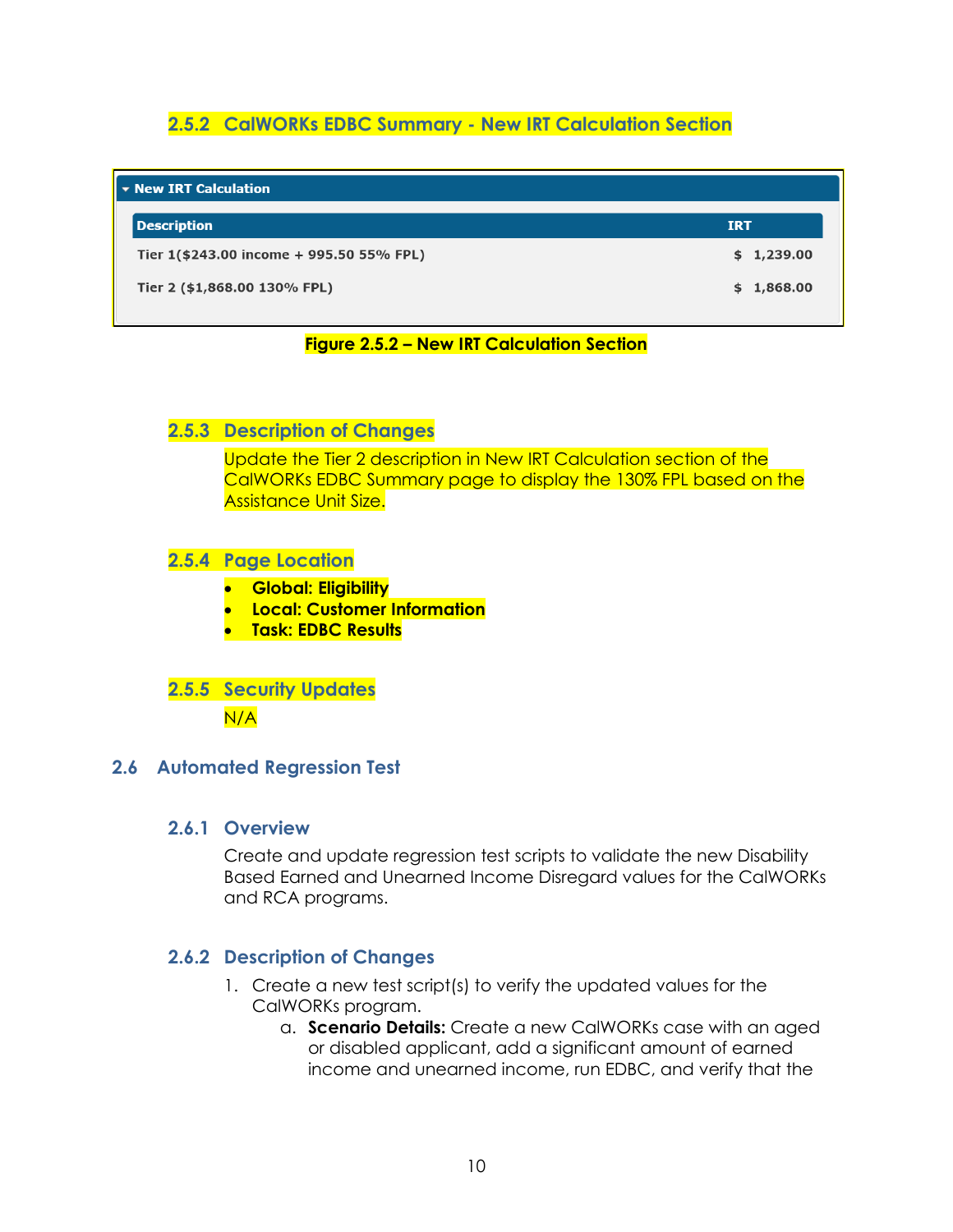#### 2.5.2 CalWORKs EDBC Summary - New IRT Calculation Section

**New IRT Calculation**

| Description | IRT |
| --- | --- |
| Tier 1($243.00 income + 995.50 55% FPL) | $ 1,239.00 |
| Tier 2 ($1,868.00 130% FPL) | $ 1,868.00 |

**Figure 2.5.2 – New IRT Calculation Section**

#### 2.5.3 Description of Changes

Update the Tier 2 description in New IRT Calculation section of the CalWORKs EDBC Summary page to display the 130% FPL based on the Assistance Unit Size.

#### 2.5.4 Page Location

- **Global: Eligibility**
- **Local: Customer Information**
- **Task: EDBC Results**

#### 2.5.5 Security Updates

N/A

### 2.6 Automated Regression Test

#### 2.6.1 Overview

Create and update regression test scripts to validate the new Disability Based Earned and Unearned Income Disregard values for the CalWORKs and RCA programs.

#### 2.6.2 Description of Changes

1. Create a new test script(s) to verify the updated values for the CalWORKs program.
    a. **Scenario Details:** Create a new CalWORKs case with an aged or disabled applicant, add a significant amount of earned income and unearned income, run EDBC, and verify that the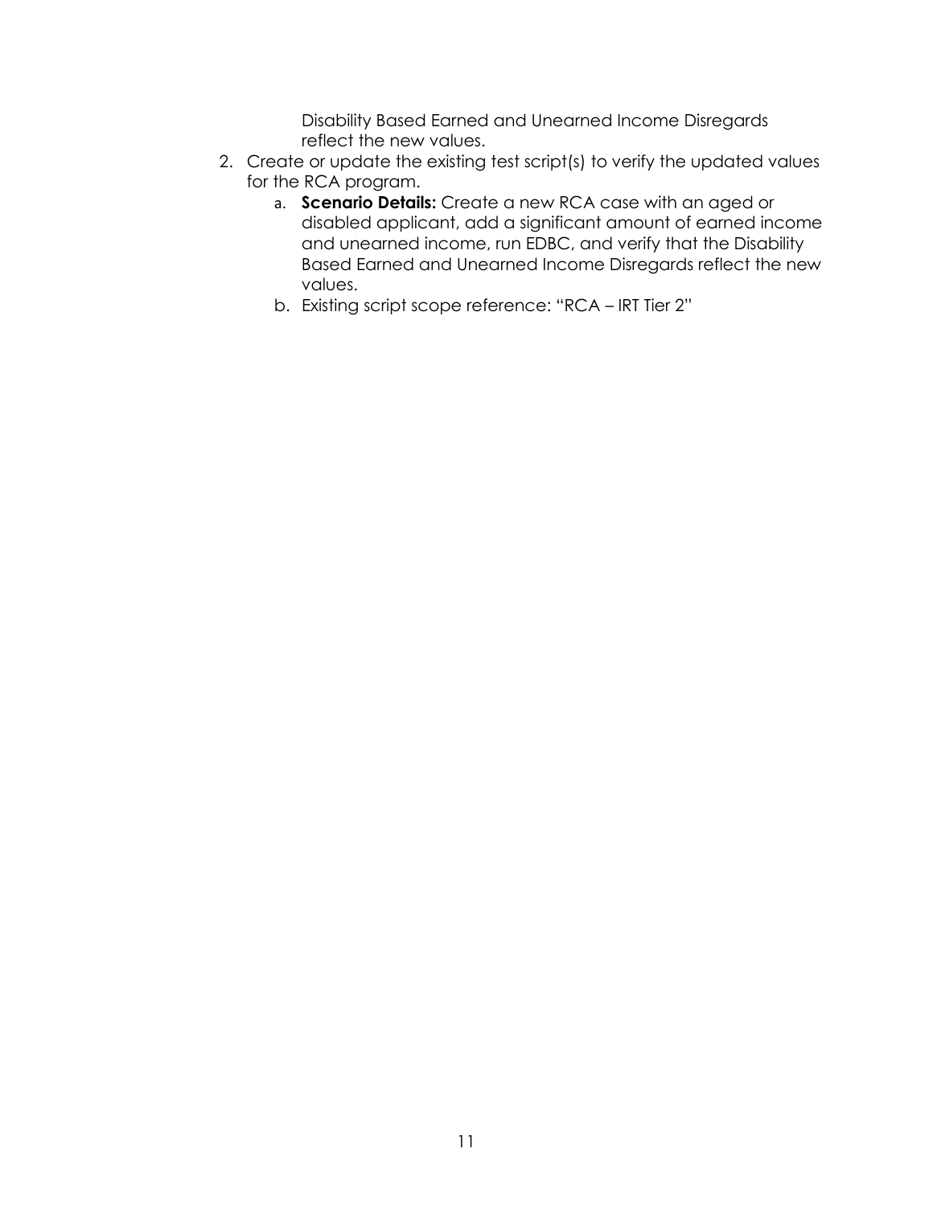Disability Based Earned and Unearned Income Disregards reflect the new values.

2. Create or update the existing test script(s) to verify the updated values for the RCA program.
   a. **Scenario Details:** Create a new RCA case with an aged or disabled applicant, add a significant amount of earned income and unearned income, run EDBC, and verify that the Disability Based Earned and Unearned Income Disregards reflect the new values.
   b. Existing script scope reference: "RCA – IRT Tier 2"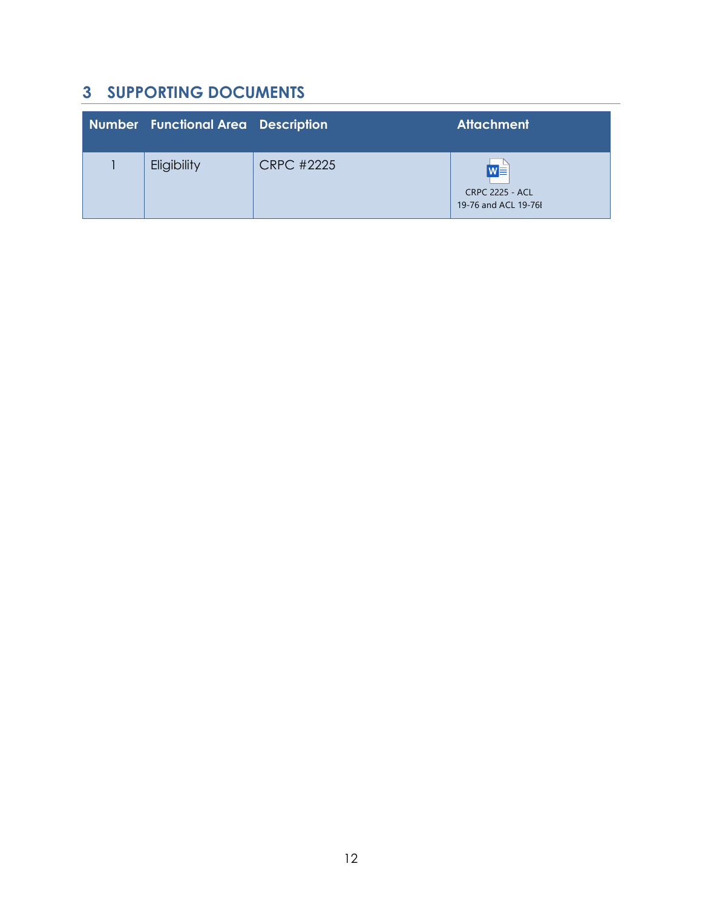## 3 SUPPORTING DOCUMENTS

| Number | Functional Area | Description | Attachment |
|---|---|---|---|
| 1 | Eligibility | CRPC #2225 | CRPC 2225 - ACL 19-76 and ACL 19-76I |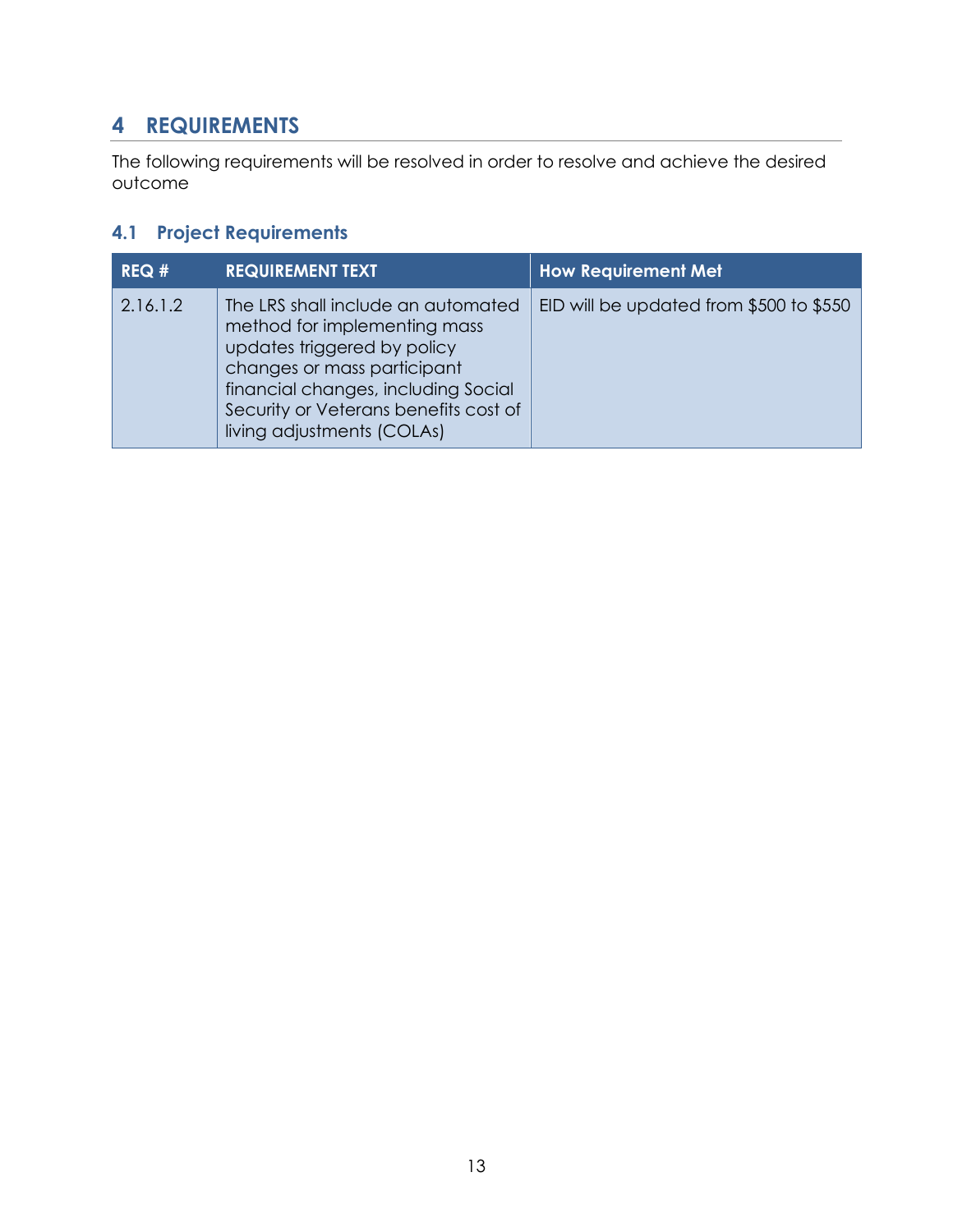# 4 REQUIREMENTS

The following requirements will be resolved in order to resolve and achieve the desired outcome

## 4.1 Project Requirements

| REQ # | REQUIREMENT TEXT | How Requirement Met |
| --- | --- | --- |
| 2.16.1.2 | The LRS shall include an automated method for implementing mass updates triggered by policy changes or mass participant financial changes, including Social Security or Veterans benefits cost of living adjustments (COLAs) | EID will be updated from $500 to $550 |